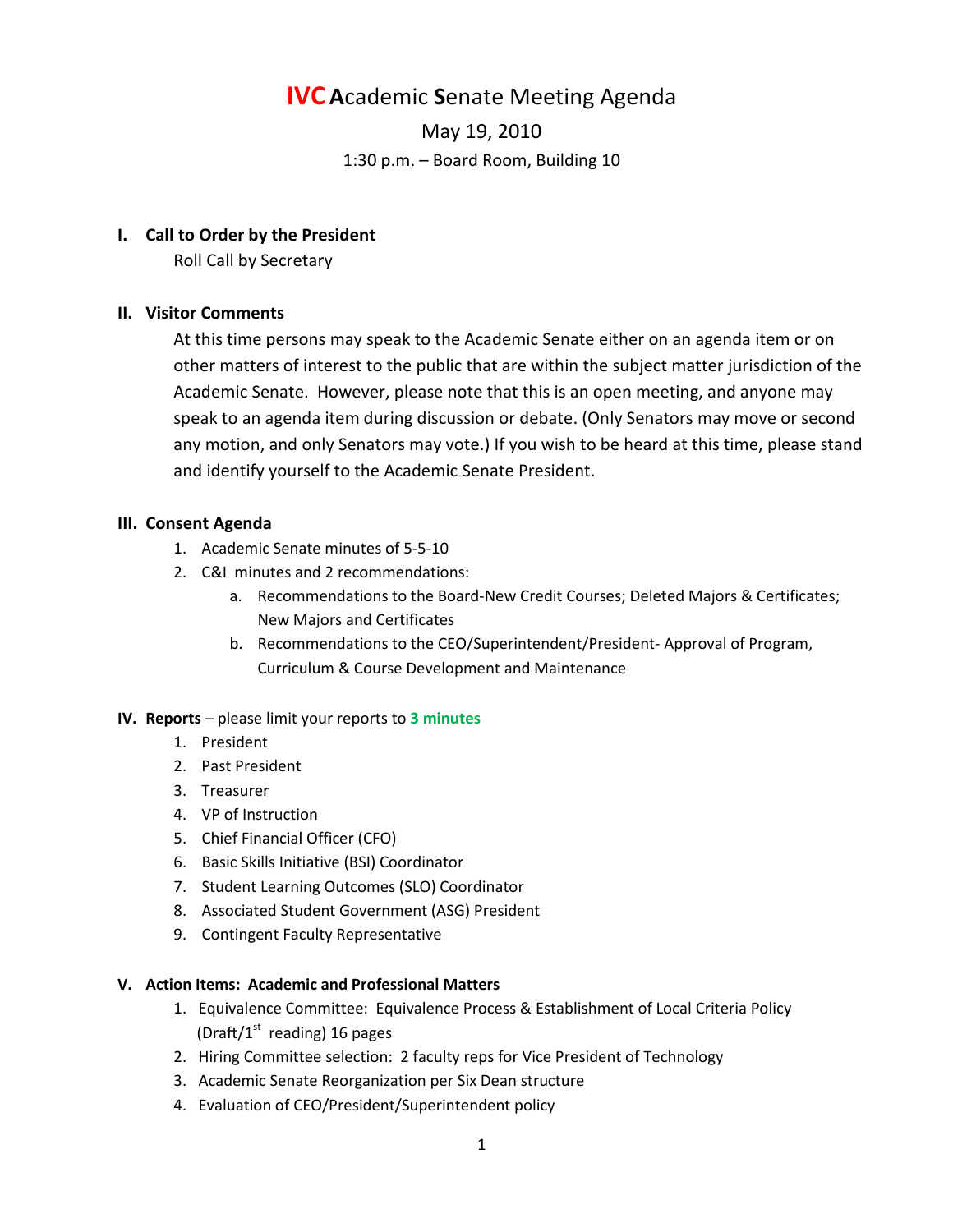# IVC Academic Senate Meeting Agenda

May 19, 2010

1:30 p.m. – Board Room, Building 10

## I. Call to Order by the President

Roll Call by Secretary

## II. Visitor Comments

At this time persons may speak to the Academic Senate either on an agenda item or on other matters of interest to the public that are within the subject matter jurisdiction of the Academic Senate. However, please note that this is an open meeting, and anyone may speak to an agenda item during discussion or debate. (Only Senators may move or second any motion, and only Senators may vote.) If you wish to be heard at this time, please stand and identify yourself to the Academic Senate President.

## III. Consent Agenda

1. Academic Senate minutes of 5-5-10
2. C&I minutes and 2 recommendations:
   a. Recommendations to the Board-New Credit Courses; Deleted Majors & Certificates; New Majors and Certificates
   b. Recommendations to the CEO/Superintendent/President- Approval of Program, Curriculum & Course Development and Maintenance

## IV. Reports – please limit your reports to 3 minutes

1. President
2. Past President
3. Treasurer
4. VP of Instruction
5. Chief Financial Officer (CFO)
6. Basic Skills Initiative (BSI) Coordinator
7. Student Learning Outcomes (SLO) Coordinator
8. Associated Student Government (ASG) President
9. Contingent Faculty Representative

## V. Action Items: Academic and Professional Matters

1. Equivalence Committee: Equivalence Process & Establishment of Local Criteria Policy (Draft/1st reading) 16 pages
2. Hiring Committee selection: 2 faculty reps for Vice President of Technology
3. Academic Senate Reorganization per Six Dean structure
4. Evaluation of CEO/President/Superintendent policy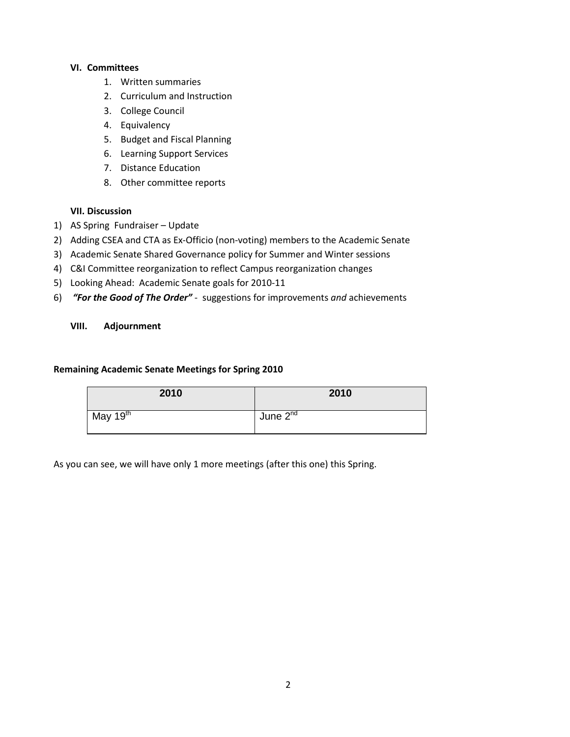### VI. Committees

1. Written summaries
2. Curriculum and Instruction
3. College Council
4. Equivalency
5. Budget and Fiscal Planning
6. Learning Support Services
7. Distance Education
8. Other committee reports

### VII. Discussion

1) AS Spring Fundraiser – Update
2) Adding CSEA and CTA as Ex-Officio (non-voting) members to the Academic Senate
3) Academic Senate Shared Governance policy for Summer and Winter sessions
4) C&I Committee reorganization to reflect Campus reorganization changes
5) Looking Ahead: Academic Senate goals for 2010-11
6) ***"For the Good of The Order"*** - suggestions for improvements *and* achievements

### VIII. Adjournment

**Remaining Academic Senate Meetings for Spring 2010**

| 2010 | 2010 |
|---|---|
| May 19th | June 2nd |

As you can see, we will have only 1 more meetings (after this one) this Spring.